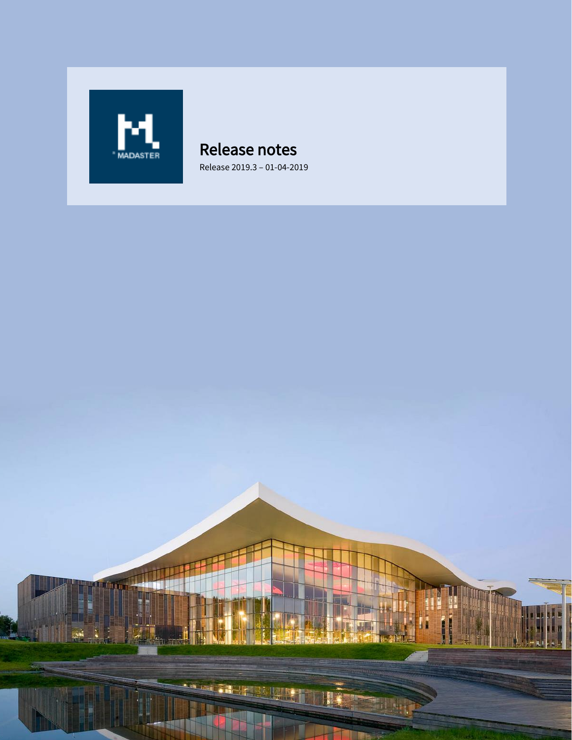# Release notes

Release 2019.3 – 01-04-2019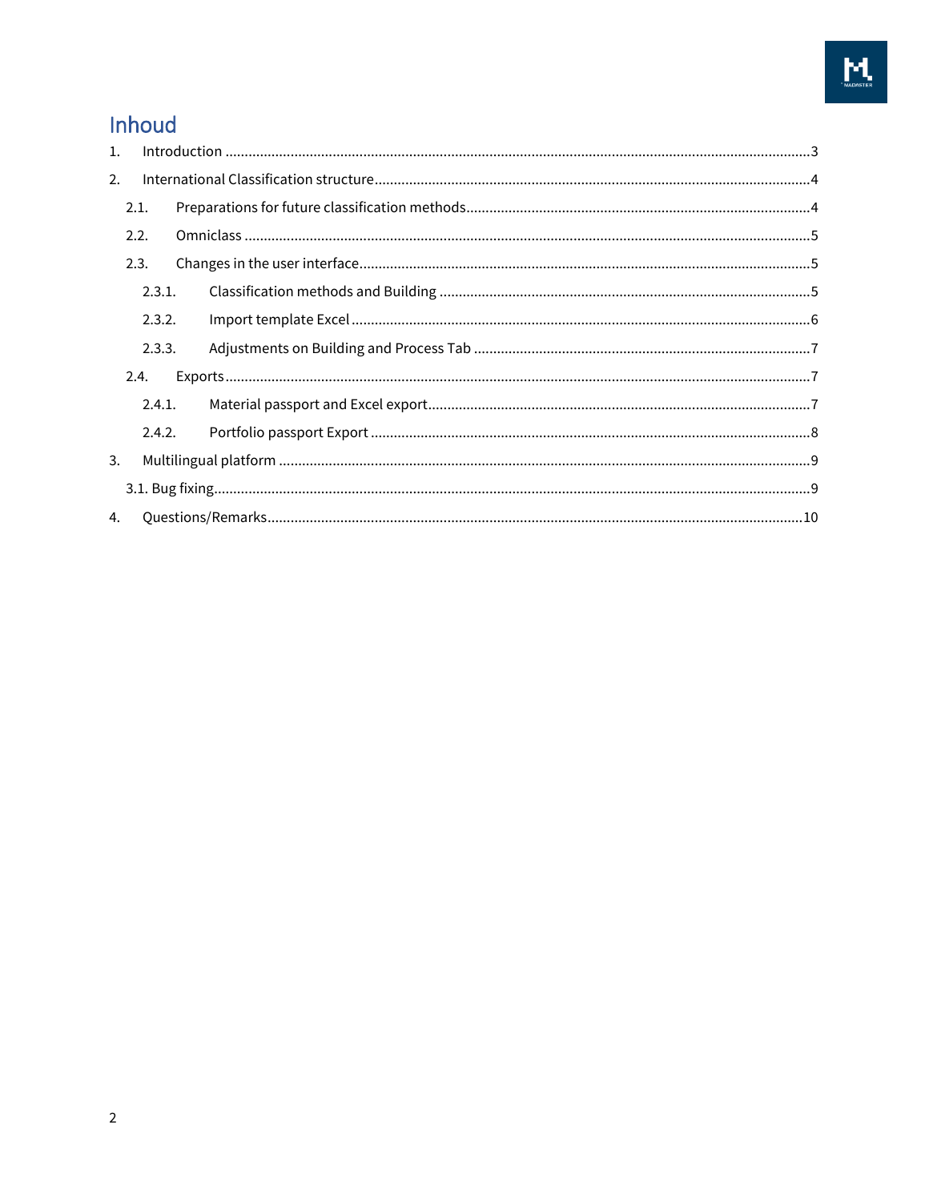# Inhoud

1. Introduction ....................................................................................................................................3
2. International Classification structure ..........................................................................................4
   - 2.1. Preparations for future classification methods .................................................................4
   - 2.2. Omniclass ...........................................................................................................................5
   - 2.3. Changes in the user interface ............................................................................................5
     - 2.3.1. Classification methods and Building ..........................................................................5
     - 2.3.2. Import template Excel ...................................................................................................6
     - 2.3.3. Adjustments on Building and Process Tab ..................................................................7
   - 2.4. Exports ...............................................................................................................................7
     - 2.4.1. Material passport and Excel export ..............................................................................7
     - 2.4.2. Portfolio passport Export ..............................................................................................8
3. Multilingual platform ....................................................................................................................9
   - 3.1. Bug fixing ............................................................................................................................9
4. Questions/Remarks ....................................................................................................................10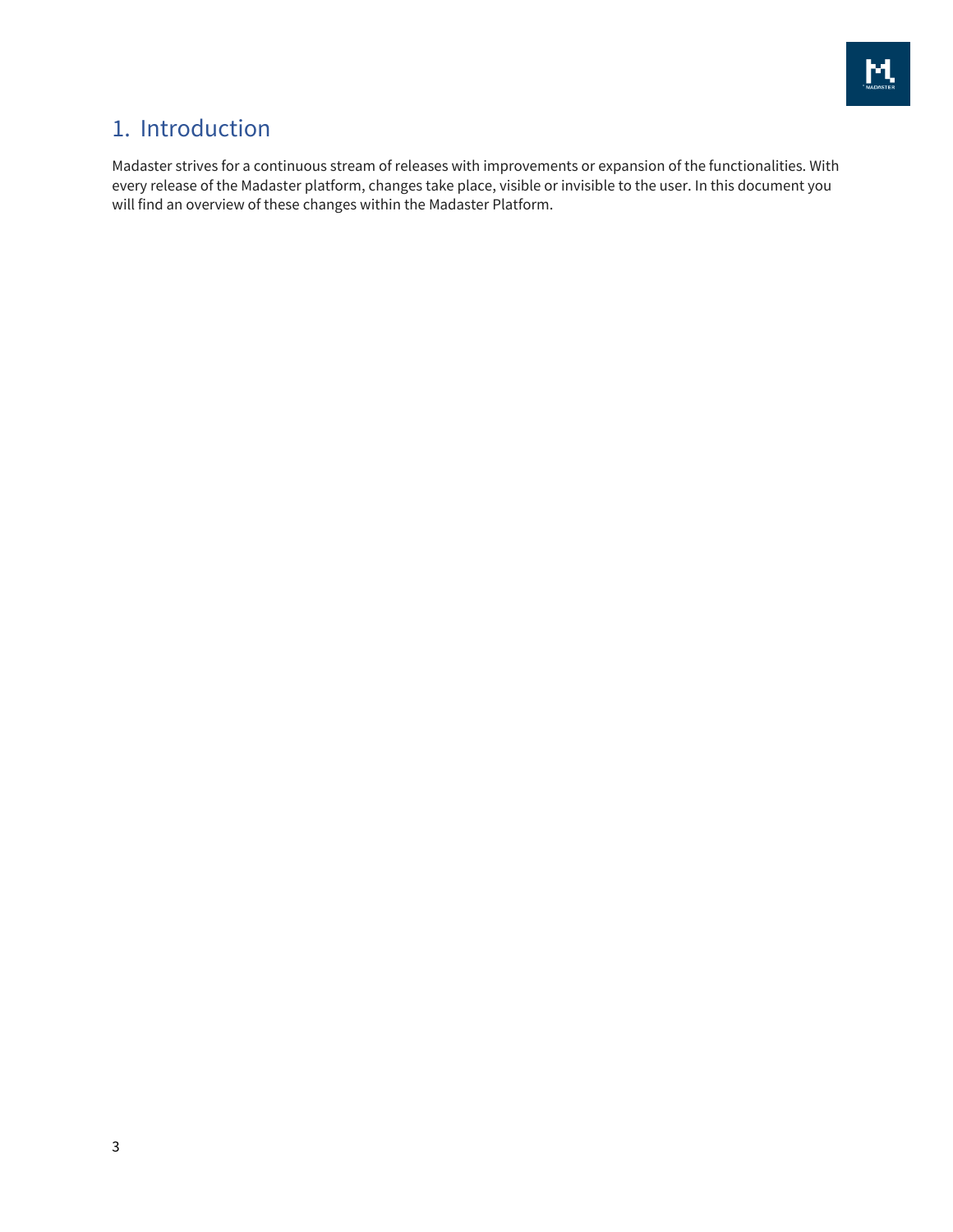# 1. Introduction

Madaster strives for a continuous stream of releases with improvements or expansion of the functionalities. With every release of the Madaster platform, changes take place, visible or invisible to the user. In this document you will find an overview of these changes within the Madaster Platform.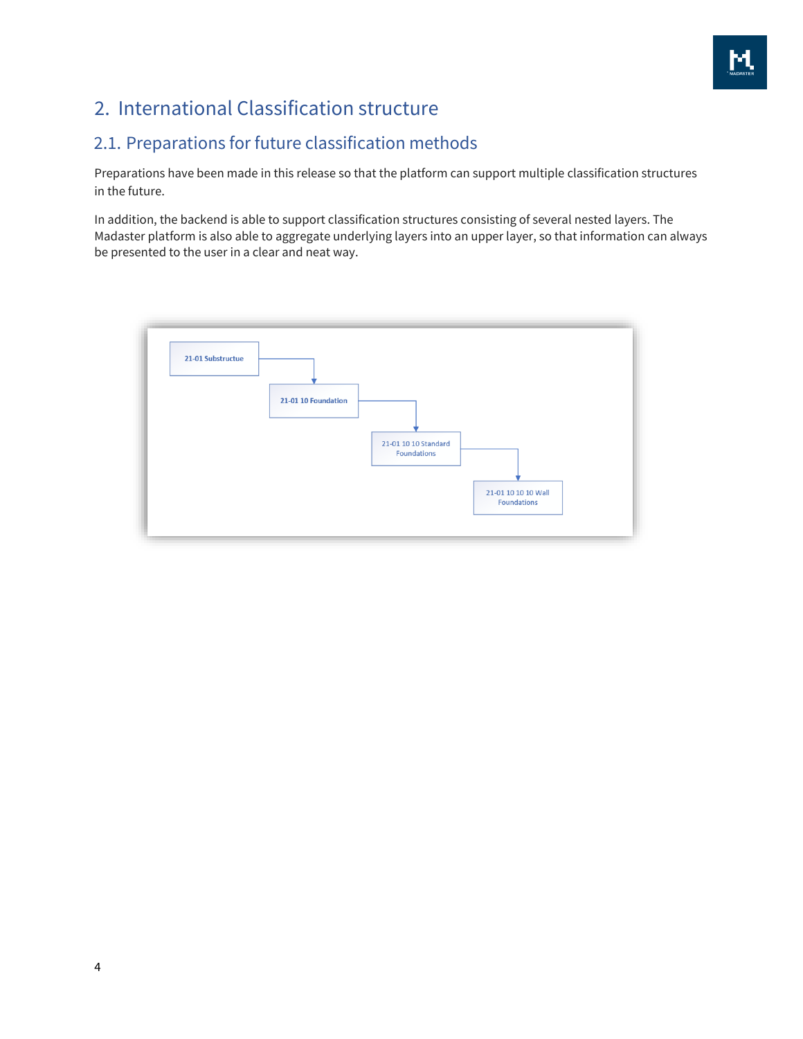# 2. International Classification structure

## 2.1. Preparations for future classification methods

Preparations have been made in this release so that the platform can support multiple classification structures in the future.

In addition, the backend is able to support classification structures consisting of several nested layers. The Madaster platform is also able to aggregate underlying layers into an upper layer, so that information can always be presented to the user in a clear and neat way.

- 21-01 Substructue
  - 21-01 10 Foundation
    - 21-01 10 10 Standard Foundations
      - 21-01 10 10 10 Wall Foundations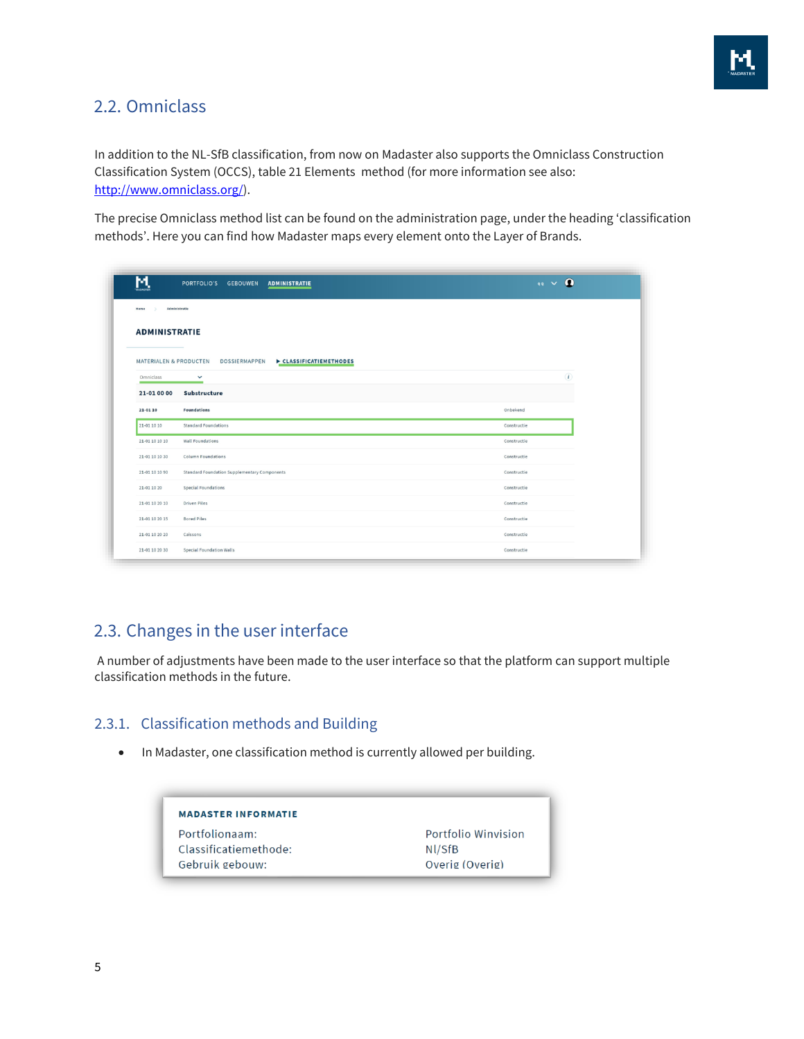## 2.2. Omniclass

In addition to the NL-SfB classification, from now on Madaster also supports the Omniclass Construction Classification System (OCCS), table 21 Elements  method (for more information see also: http://www.omniclass.org/).

The precise Omniclass method list can be found on the administration page, under the heading 'classification methods'. Here you can find how Madaster maps every element onto the Layer of Brands.

## 2.3. Changes in the user interface

A number of adjustments have been made to the user interface so that the platform can support multiple classification methods in the future.

### 2.3.1. Classification methods and Building

- In Madaster, one classification method is currently allowed per building.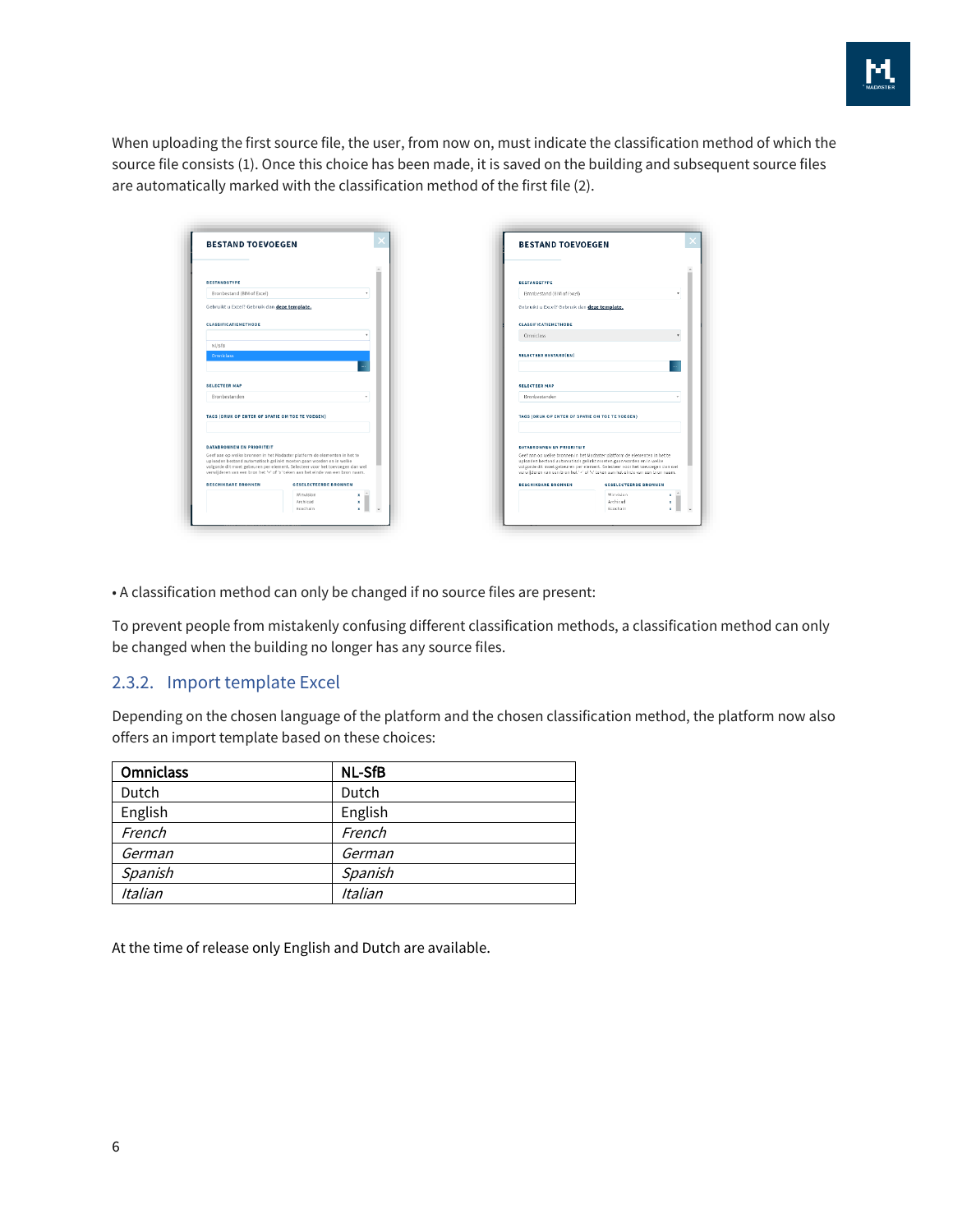When uploading the first source file, the user, from now on, must indicate the classification method of which the source file consists (1). Once this choice has been made, it is saved on the building and subsequent source files are automatically marked with the classification method of the first file (2).

• A classification method can only be changed if no source files are present:

To prevent people from mistakenly confusing different classification methods, a classification method can only be changed when the building no longer has any source files.

### 2.3.2. Import template Excel

Depending on the chosen language of the platform and the chosen classification method, the platform now also offers an import template based on these choices:

| Omniclass | NL-SfB |
|---|---|
| Dutch | Dutch |
| English | English |
| *French* | *French* |
| *German* | *German* |
| *Spanish* | *Spanish* |
| *Italian* | *Italian* |

At the time of release only English and Dutch are available.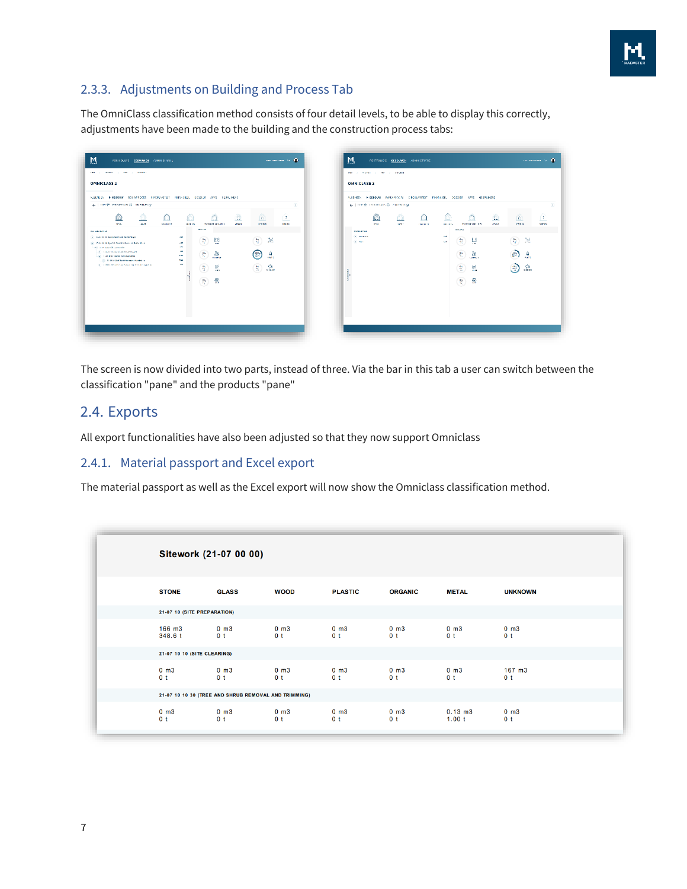### 2.3.3. Adjustments on Building and Process Tab

The OmniClass classification method consists of four detail levels, to be able to display this correctly, adjustments have been made to the building and the construction process tabs:

The screen is now divided into two parts, instead of three. Via the bar in this tab a user can switch between the classification "pane" and the products "pane"

## 2.4. Exports

All export functionalities have also been adjusted so that they now support Omniclass

### 2.4.1. Material passport and Excel export

The material passport as well as the Excel export will now show the Omniclass classification method.

**Sitework (21-07 00 00)**

| STONE | GLASS | WOOD | PLASTIC | ORGANIC | METAL | UNKNOWN |
|---|---|---|---|---|---|---|
| **21-07 10 (SITE PREPARATION)** | | | | | | |
| 166 m3<br>348.6 t | 0 m3<br>0 t | 0 m3<br>0 t | 0 m3<br>0 t | 0 m3<br>0 t | 0 m3<br>0 t | 0 m3<br>0 t |
| **21-07 10 10 (SITE CLEARING)** | | | | | | |
| 0 m3<br>0 t | 0 m3<br>0 t | 0 m3<br>0 t | 0 m3<br>0 t | 0 m3<br>0 t | 0 m3<br>0 t | 167 m3<br>0 t |
| **21-07 10 10 30 (TREE AND SHRUB REMOVAL AND TRIMMING)** | | | | | | |
| 0 m3<br>0 t | 0 m3<br>0 t | 0 m3<br>0 t | 0 m3<br>0 t | 0 m3<br>0 t | 0.13 m3<br>1.00 t | 0 m3<br>0 t |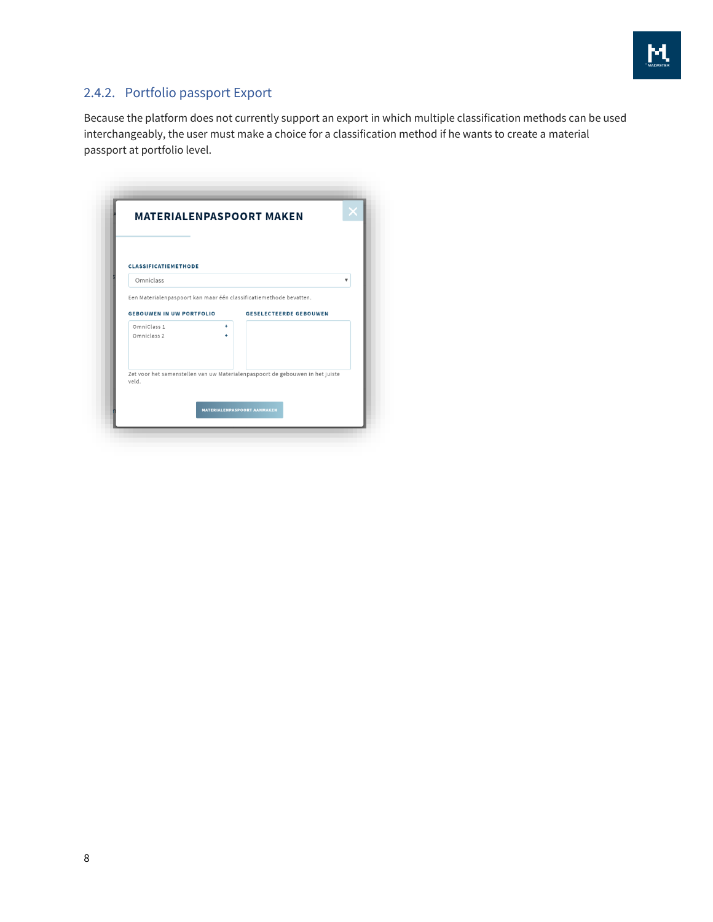### 2.4.2. Portfolio passport Export

Because the platform does not currently support an export in which multiple classification methods can be used interchangeably, the user must make a choice for a classification method if he wants to create a material passport at portfolio level.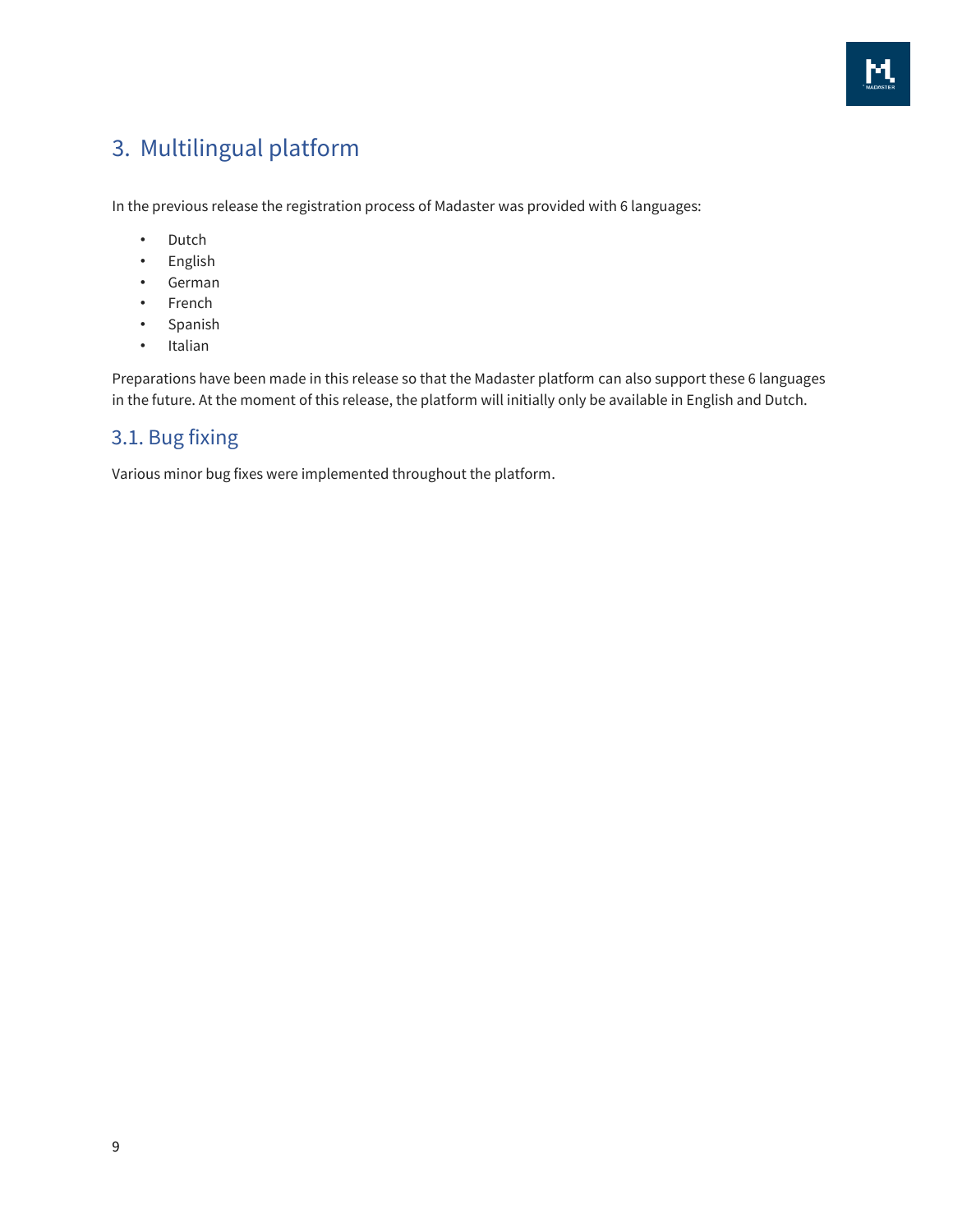# 3. Multilingual platform

In the previous release the registration process of Madaster was provided with 6 languages:

- Dutch
- English
- German
- French
- Spanish
- Italian

Preparations have been made in this release so that the Madaster platform can also support these 6 languages in the future. At the moment of this release, the platform will initially only be available in English and Dutch.

## 3.1. Bug fixing

Various minor bug fixes were implemented throughout the platform.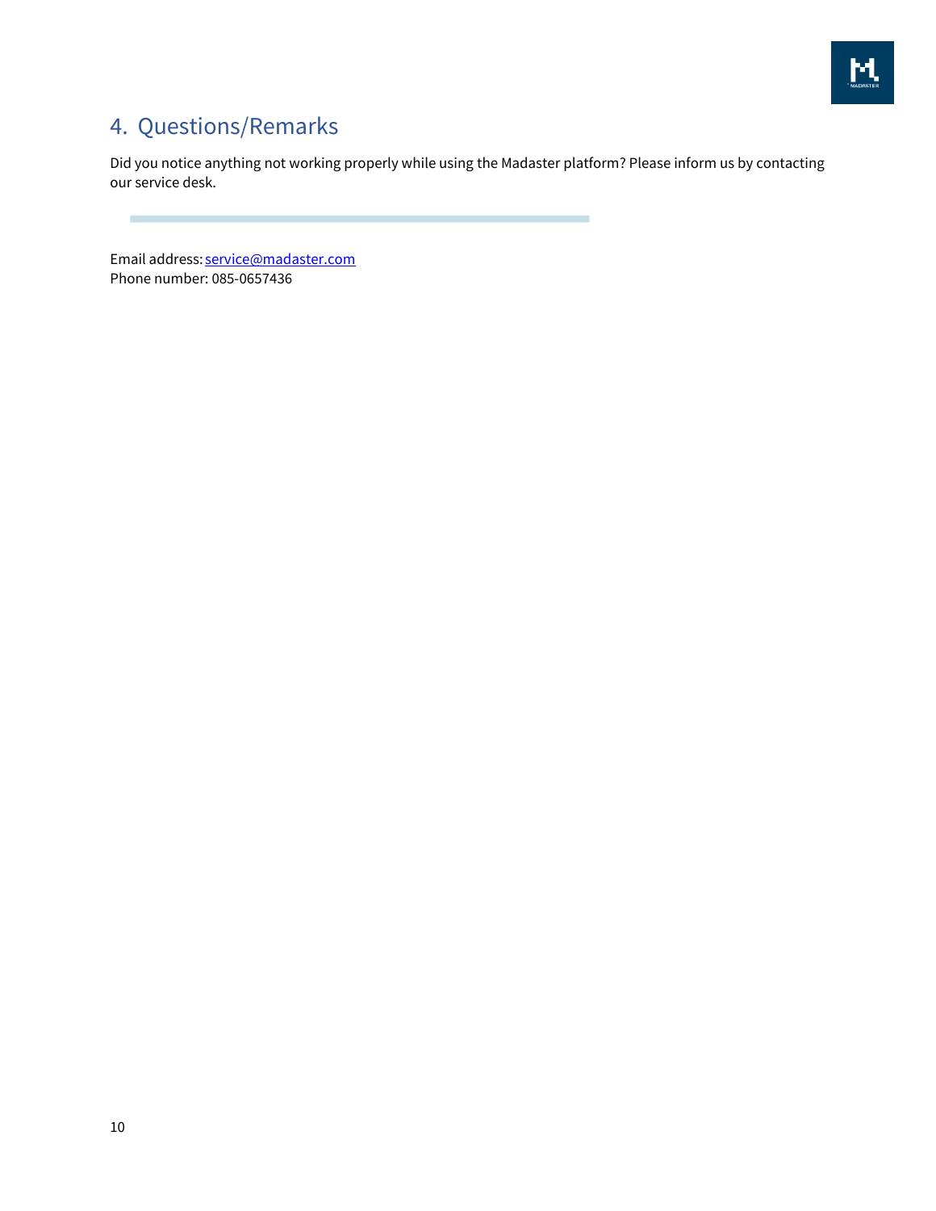## 4. Questions/Remarks

Did you notice anything not working properly while using the Madaster platform? Please inform us by contacting our service desk.

Email address: service@madaster.com
Phone number: 085-0657436